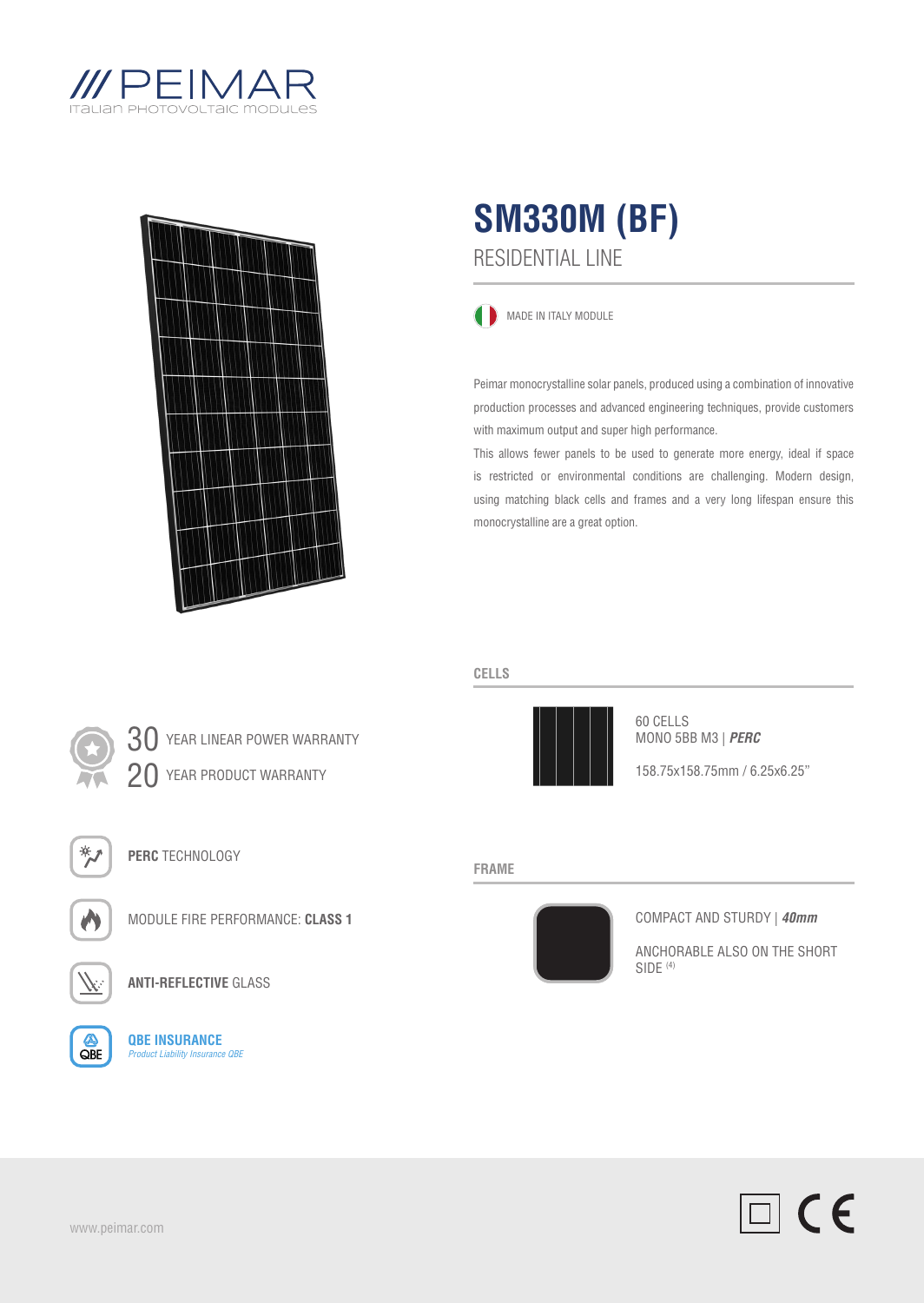PEIMAR

ITALIAN PHOTOVOLTAIC MODULES

# SM330M (BF)

## RESIDENTIAL LINE

MADE IN ITALY MODULE

Peimar monocrystalline solar panels, produced using a combination of innovative production processes and advanced engineering techniques, provide customers with maximum output and super high performance.
This allows fewer panels to be used to generate more energy, ideal if space is restricted or environmental conditions are challenging. Modern design, using matching black cells and frames and a very long lifespan ensure this monocrystalline are a great option.

30 YEAR LINEAR POWER WARRANTY

20 YEAR PRODUCT WARRANTY

**PERC** TECHNOLOGY

MODULE FIRE PERFORMANCE: **CLASS 1**

**ANTI-REFLECTIVE** GLASS

**QBE INSURANCE**
*Product Liability Insurance QBE*

### CELLS

60 CELLS
MONO 5BB M3 | ***PERC***

158.75x158.75mm / 6.25x6.25"

### FRAME

COMPACT AND STURDY | ***40mm***

ANCHORABLE ALSO ON THE SHORT SIDE [4]

www.peimar.com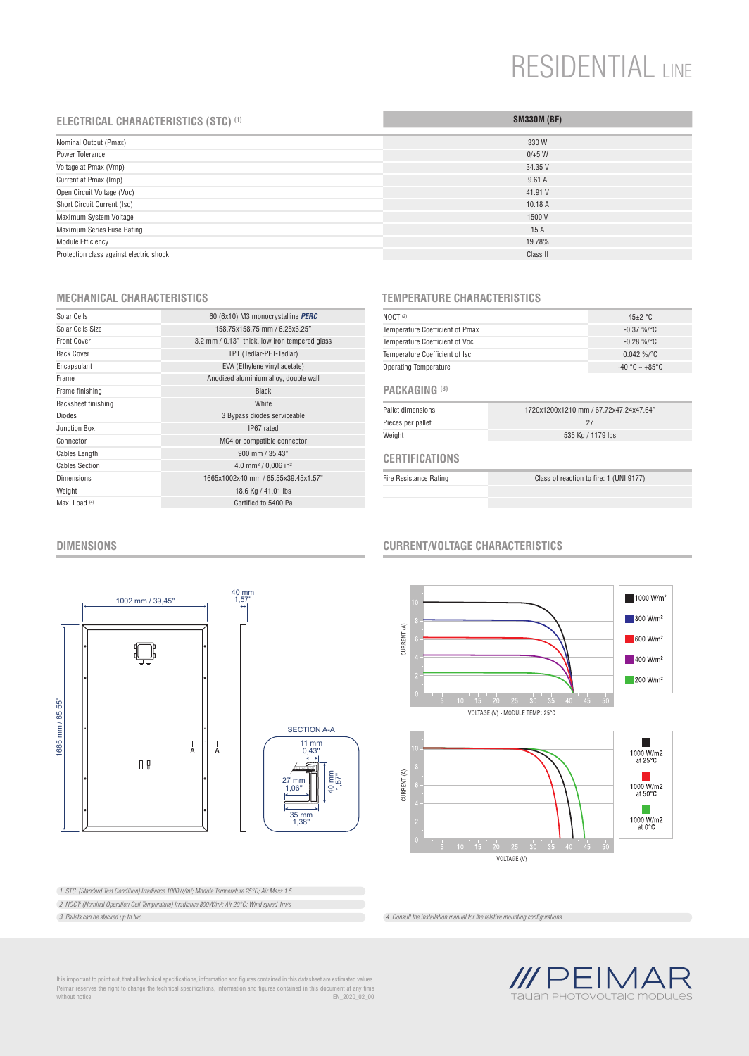# RESIDENTIAL LINE

## ELECTRICAL CHARACTERISTICS (STC) (1)

| | SM330M (BF) |
|---|---|
| Nominal Output (Pmax) | 330 W |
| Power Tolerance | 0/+5 W |
| Voltage at Pmax (Vmp) | 34.35 V |
| Current at Pmax (Imp) | 9.61 A |
| Open Circuit Voltage (Voc) | 41.91 V |
| Short Circuit Current (Isc) | 10.18 A |
| Maximum System Voltage | 1500 V |
| Maximum Series Fuse Rating | 15 A |
| Module Efficiency | 19.78% |
| Protection class against electric shock | Class II |

## MECHANICAL CHARACTERISTICS

| | |
|---|---|
| Solar Cells | 60 (6x10) M3 monocrystalline ***PERC*** |
| Solar Cells Size | 158.75x158.75 mm / 6.25x6.25" |
| Front Cover | 3.2 mm / 0.13" thick, low iron tempered glass |
| Back Cover | TPT (Tedlar-PET-Tedlar) |
| Encapsulant | EVA (Ethylene vinyl acetate) |
| Frame | Anodized aluminium alloy, double wall |
| Frame finishing | Black |
| Backsheet finishing | White |
| Diodes | 3 Bypass diodes serviceable |
| Junction Box | IP67 rated |
| Connector | MC4 or compatible connector |
| Cables Length | 900 mm / 35.43" |
| Cables Section | 4.0 mm² / 0,006 in² |
| Dimensions | 1665x1002x40 mm / 65.55x39.45x1.57" |
| Weight | 18.6 Kg / 41.01 lbs |
| Max. Load (4) | Certified to 5400 Pa |

## TEMPERATURE CHARACTERISTICS

| | |
|---|---|
| NOCT (2) | 45±2 °C |
| Temperature Coefficient of Pmax | -0.37 %/°C |
| Temperature Coefficient of Voc | -0.28 %/°C |
| Temperature Coefficient of Isc | 0.042 %/°C |
| Operating Temperature | -40 °C ~ +85°C |

## PACKAGING (3)

| | |
|---|---|
| Pallet dimensions | 1720x1200x1210 mm / 67.72x47.24x47.64" |
| Pieces per pallet | 27 |
| Weight | 535 Kg / 1179 lbs |

## CERTIFICATIONS

| | |
|---|---|
| Fire Resistance Rating | Class of reaction to fire: 1 (UNI 9177) |

## DIMENSIONS

1002 mm / 39,45"
40 mm
1,57"
1665 mm / 65.55"
A A
SECTION A-A
11 mm
0,43"
27 mm
1,06"
40 mm
1,57"
35 mm
1,38"

## CURRENT/VOLTAGE CHARACTERISTICS

CURRENT (A)
VOLTAGE (V) - MODULE TEMP.: 25°C
1000 W/m²
800 W/m²
600 W/m²
400 W/m²
200 W/m²

CURRENT (A)
VOLTAGE (V)
1000 W/m2 at 25°C
1000 W/m2 at 50°C
1000 W/m2 at 0°C

*1. STC: (Standard Test Condition) Irradiance 1000W/m²; Module Temperature 25°C; Air Mass 1.5*

*2. NOCT: (Nominal Operation Cell Temperature) Irradiance 800W/m²; Air 20°C; Wind speed 1m/s*

*3. Pallets can be stacked up to two*

*4. Consult the installation manual for the relative mounting configurations*

It is important to point out, that all technical specifications, information and figures contained in this datasheet are estimated values. Peimar reserves the right to change the technical specifications, information and figures contained in this document at any time without notice.

EN_2020_02_00

/// PEIMAR
Italian PHOTOVOLTAIC MODULES